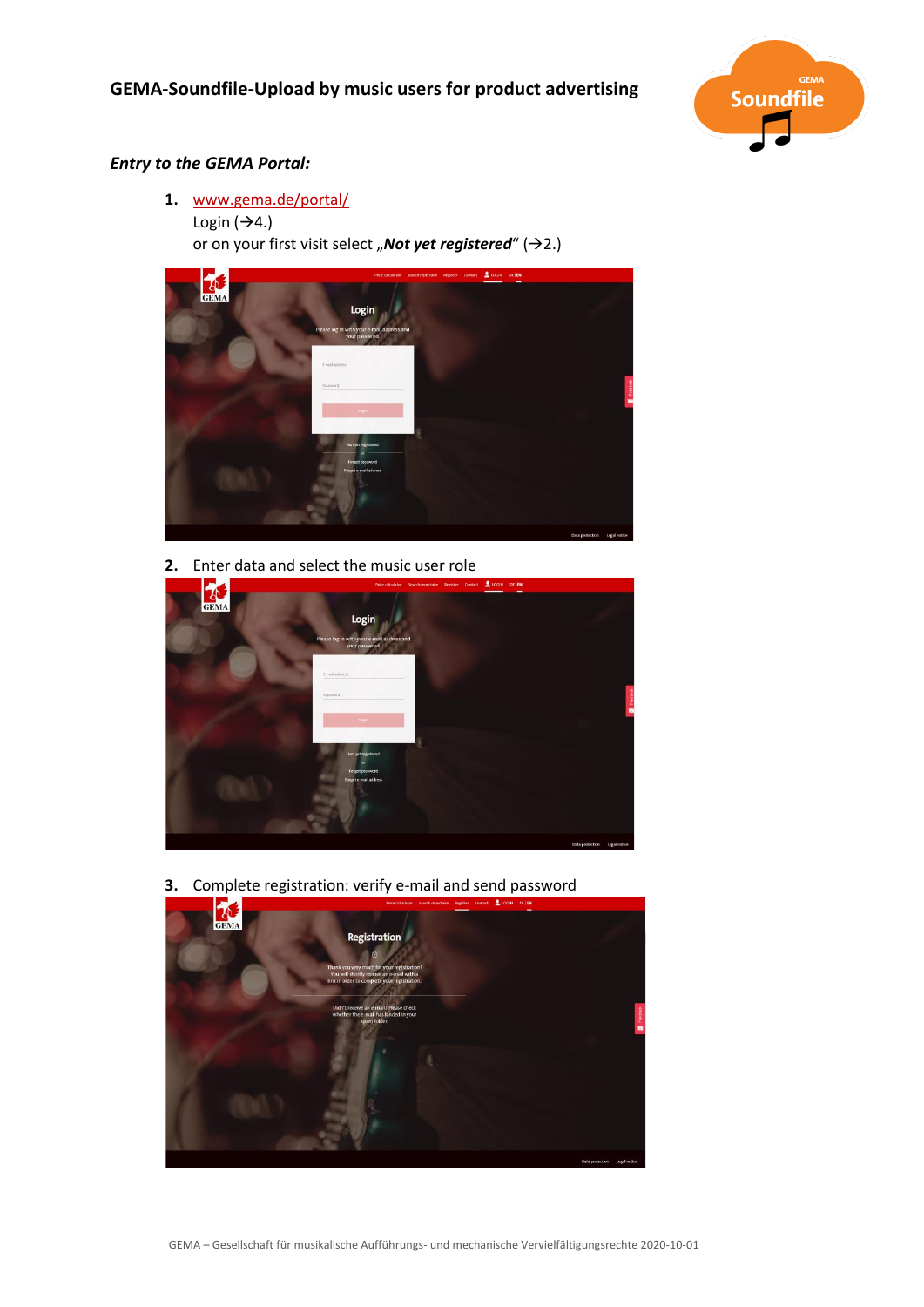# GEMA-Soundfile-Upload by music users for product advertising

## *Entry to the GEMA Portal:*

1. www.gema.de/portal/
   Login (→4.)
   or on your first visit select „***Not yet registered***" (→2.)

2. Enter data and select the music user role

3. Complete registration: verify e-mail and send password

GEMA – Gesellschaft für musikalische Aufführungs- und mechanische Vervielfältigungsrechte 2020-10-01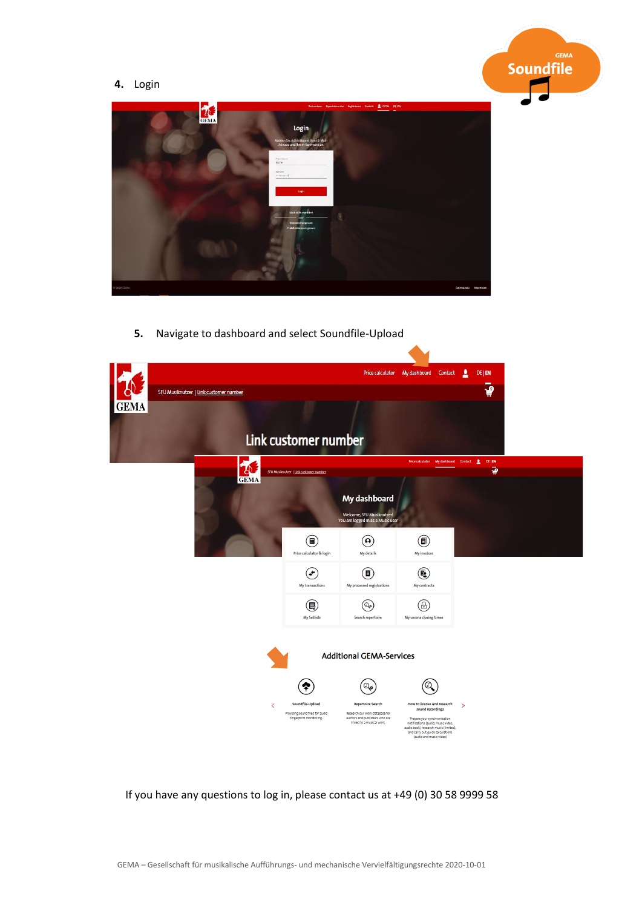4. Login

5. Navigate to dashboard and select Soundfile-Upload

If you have any questions to log in, please contact us at +49 (0) 30 58 9999 58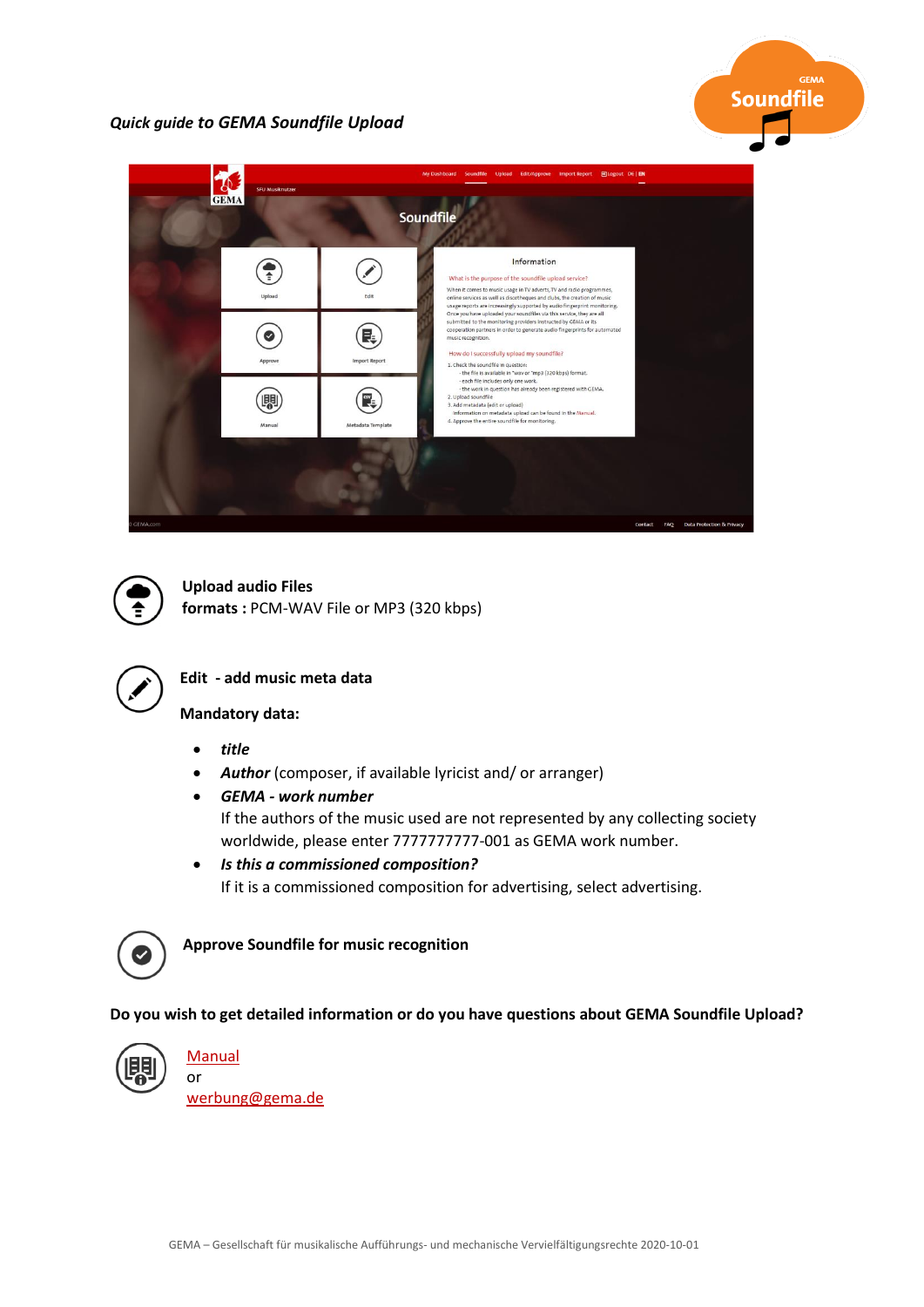*Quick guide to GEMA Soundfile Upload*

**Upload audio Files**
**formats :** PCM-WAV File or MP3 (320 kbps)

**Edit - add music meta data**

**Mandatory data:**

- ***title***
- ***Author*** (composer, if available lyricist and/ or arranger)
- ***GEMA - work number***
  If the authors of the music used are not represented by any collecting society worldwide, please enter 7777777777-001 as GEMA work number.
- ***Is this a commissioned composition?***
  If it is a commissioned composition for advertising, select advertising.

**Approve Soundfile for music recognition**

**Do you wish to get detailed information or do you have questions about GEMA Soundfile Upload?**

Manual
or
werbung@gema.de

GEMA – Gesellschaft für musikalische Aufführungs- und mechanische Vervielfältigungsrechte 2020-10-01